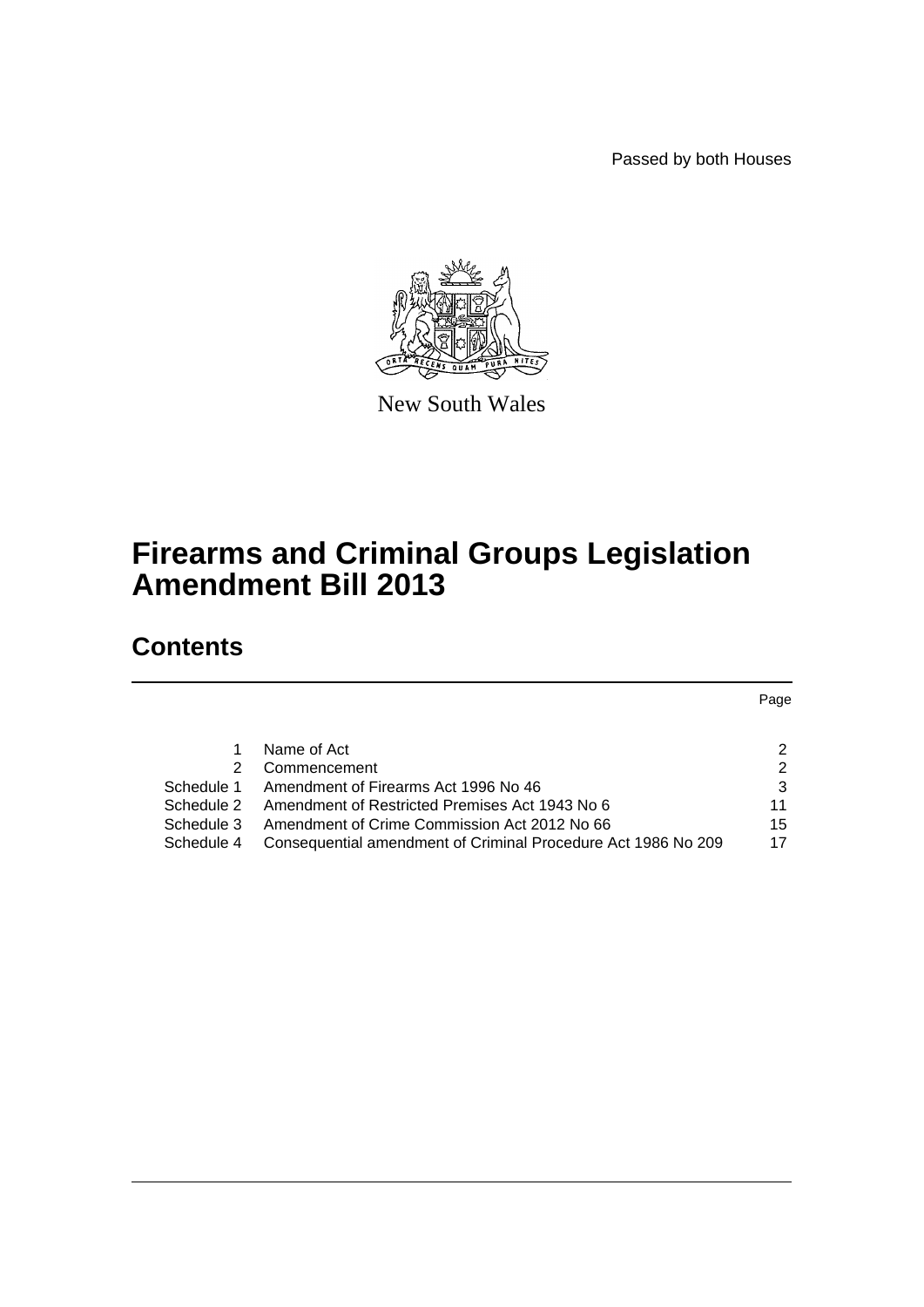Passed by both Houses

New South Wales

# Firearms and Criminal Groups Legislation Amendment Bill 2013

## Contents

| | | Page |
|---|---|---|
| 1 | Name of Act | 2 |
| 2 | Commencement | 2 |
| Schedule 1 | Amendment of Firearms Act 1996 No 46 | 3 |
| Schedule 2 | Amendment of Restricted Premises Act 1943 No 6 | 11 |
| Schedule 3 | Amendment of Crime Commission Act 2012 No 66 | 15 |
| Schedule 4 | Consequential amendment of Criminal Procedure Act 1986 No 209 | 17 |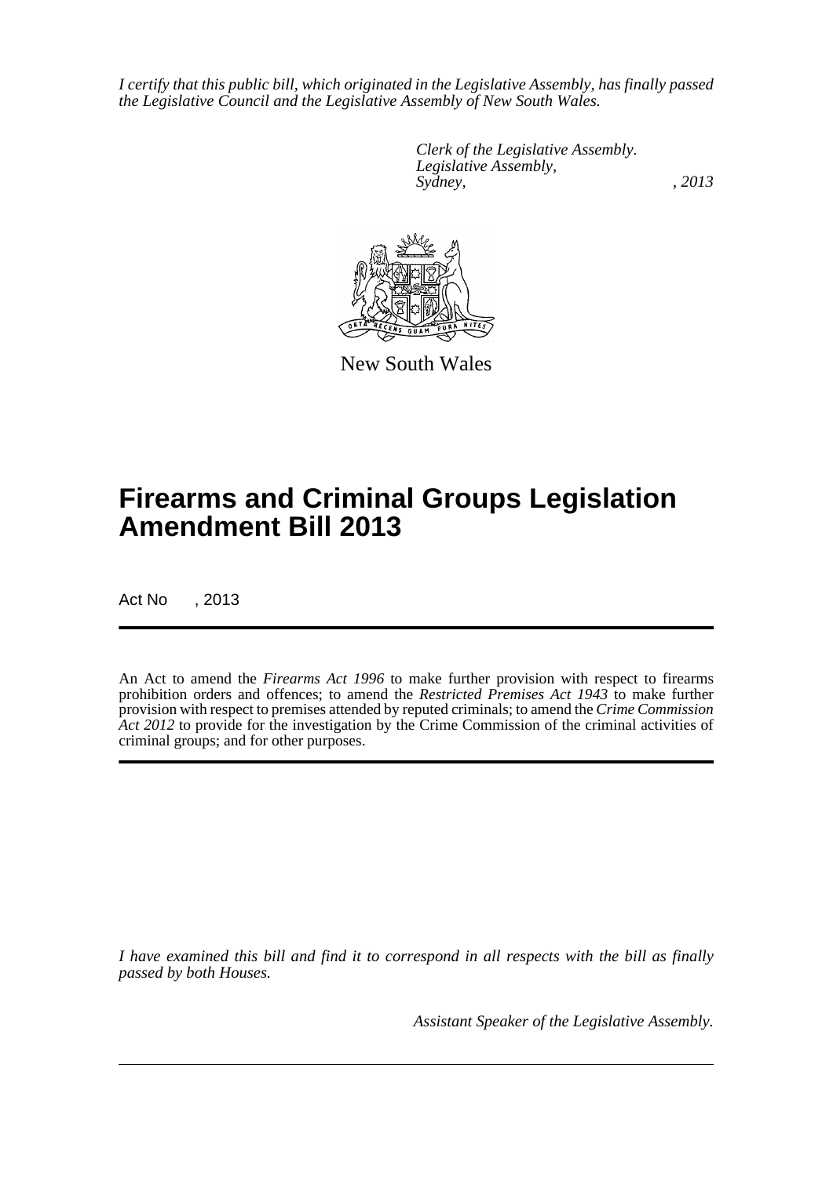*I certify that this public bill, which originated in the Legislative Assembly, has finally passed the Legislative Council and the Legislative Assembly of New South Wales.*

*Clerk of the Legislative Assembly.*
*Legislative Assembly,*
*Sydney, , 2013*

New South Wales

# Firearms and Criminal Groups Legislation Amendment Bill 2013

Act No , 2013

An Act to amend the *Firearms Act 1996* to make further provision with respect to firearms prohibition orders and offences; to amend the *Restricted Premises Act 1943* to make further provision with respect to premises attended by reputed criminals; to amend the *Crime Commission Act 2012* to provide for the investigation by the Crime Commission of the criminal activities of criminal groups; and for other purposes.

*I have examined this bill and find it to correspond in all respects with the bill as finally passed by both Houses.*

*Assistant Speaker of the Legislative Assembly.*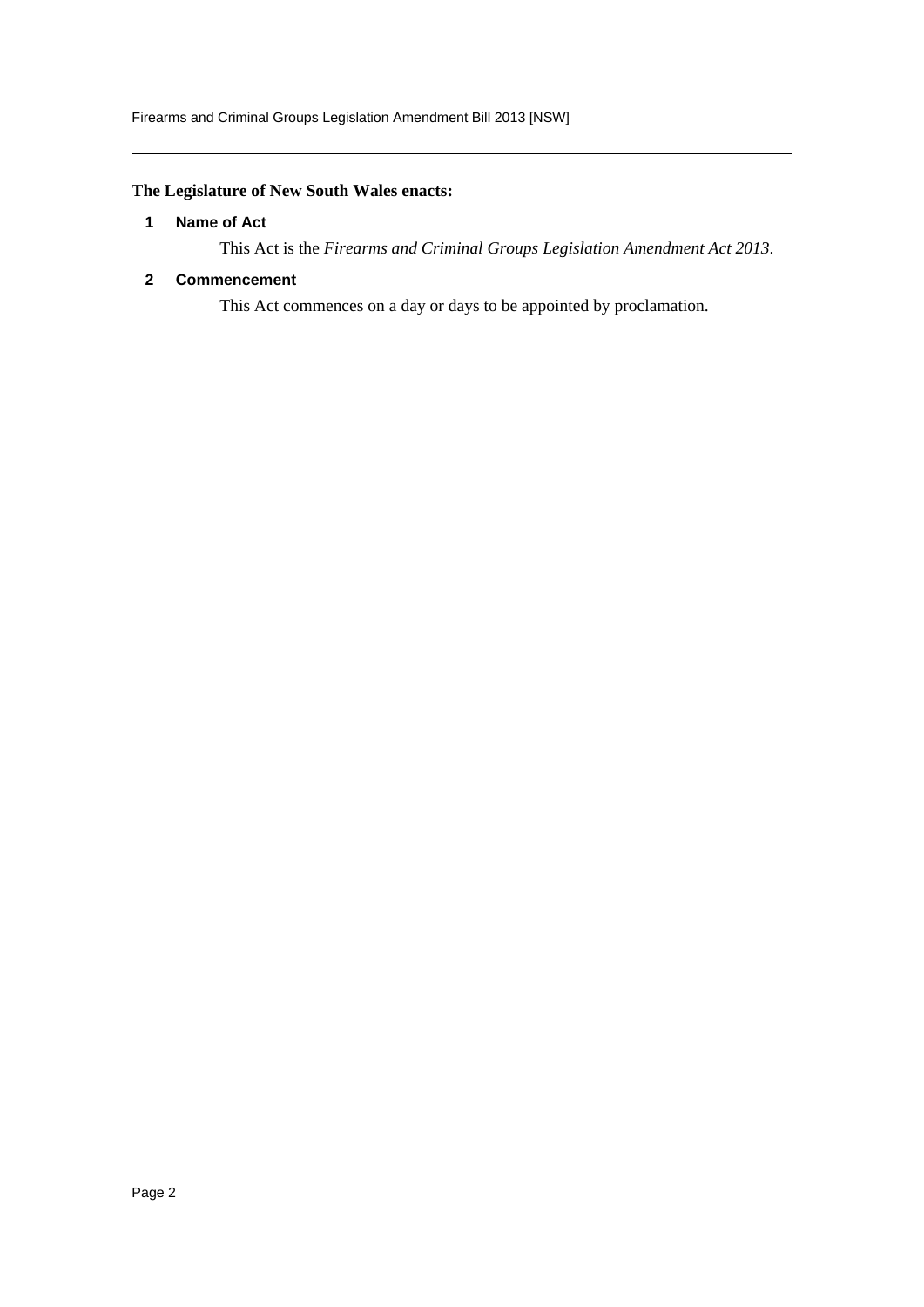**The Legislature of New South Wales enacts:**

### 1 Name of Act

This Act is the *Firearms and Criminal Groups Legislation Amendment Act 2013*.

### 2 Commencement

This Act commences on a day or days to be appointed by proclamation.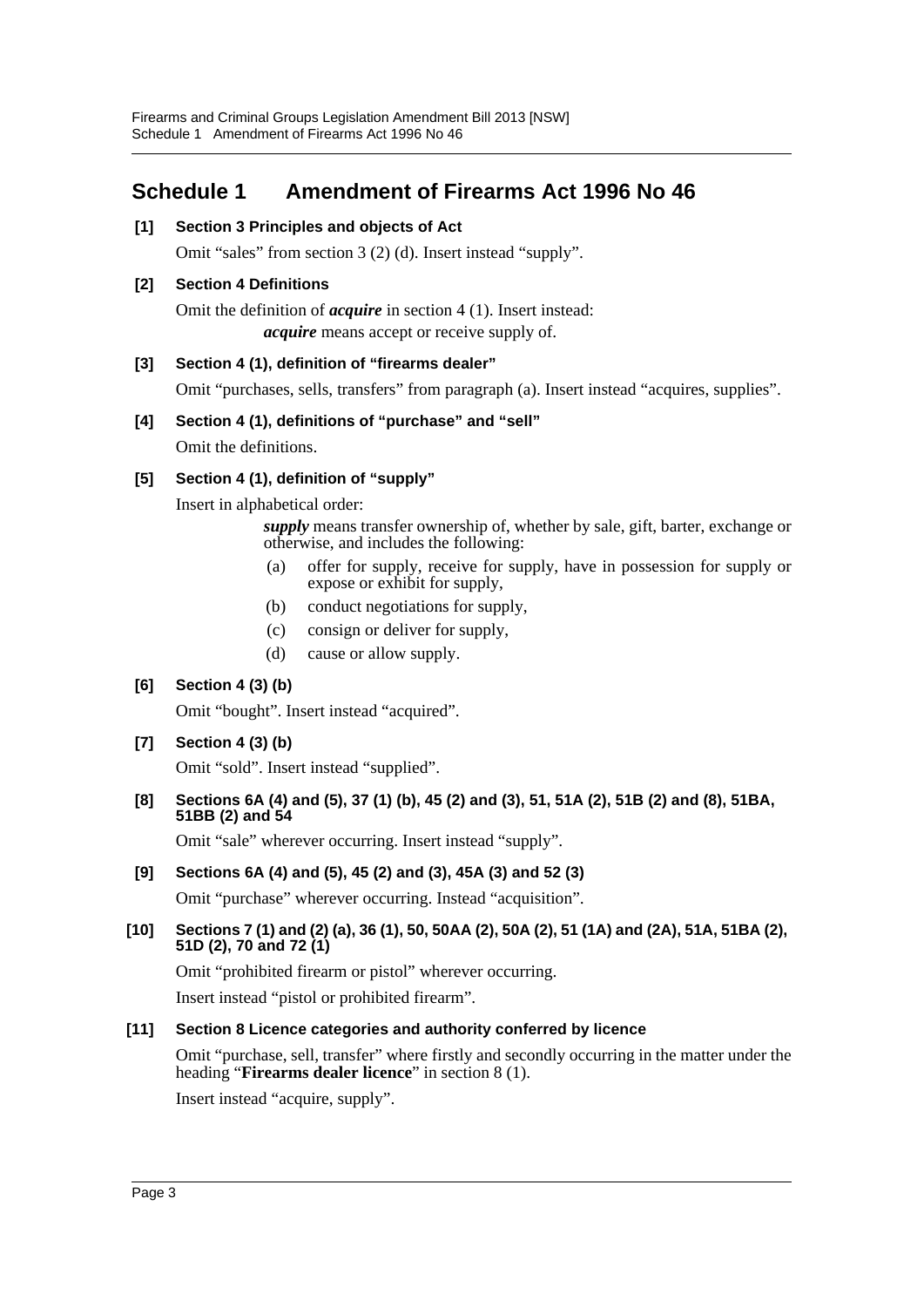## Schedule 1 Amendment of Firearms Act 1996 No 46

**[1] Section 3 Principles and objects of Act**

Omit "sales" from section 3 (2) (d). Insert instead "supply".

**[2] Section 4 Definitions**

Omit the definition of ***acquire*** in section 4 (1). Insert instead:

> ***acquire*** means accept or receive supply of.

**[3] Section 4 (1), definition of "firearms dealer"**

Omit "purchases, sells, transfers" from paragraph (a). Insert instead "acquires, supplies".

**[4] Section 4 (1), definitions of "purchase" and "sell"**

Omit the definitions.

**[5] Section 4 (1), definition of "supply"**

Insert in alphabetical order:

> ***supply*** means transfer ownership of, whether by sale, gift, barter, exchange or otherwise, and includes the following:
>
> (a) offer for supply, receive for supply, have in possession for supply or expose or exhibit for supply,
>
> (b) conduct negotiations for supply,
>
> (c) consign or deliver for supply,
>
> (d) cause or allow supply.

**[6] Section 4 (3) (b)**

Omit "bought". Insert instead "acquired".

**[7] Section 4 (3) (b)**

Omit "sold". Insert instead "supplied".

**[8] Sections 6A (4) and (5), 37 (1) (b), 45 (2) and (3), 51, 51A (2), 51B (2) and (8), 51BA, 51BB (2) and 54**

Omit "sale" wherever occurring. Insert instead "supply".

**[9] Sections 6A (4) and (5), 45 (2) and (3), 45A (3) and 52 (3)**

Omit "purchase" wherever occurring. Instead "acquisition".

**[10] Sections 7 (1) and (2) (a), 36 (1), 50, 50AA (2), 50A (2), 51 (1A) and (2A), 51A, 51BA (2), 51D (2), 70 and 72 (1)**

Omit "prohibited firearm or pistol" wherever occurring.

Insert instead "pistol or prohibited firearm".

**[11] Section 8 Licence categories and authority conferred by licence**

Omit "purchase, sell, transfer" where firstly and secondly occurring in the matter under the heading "**Firearms dealer licence**" in section 8 (1).

Insert instead "acquire, supply".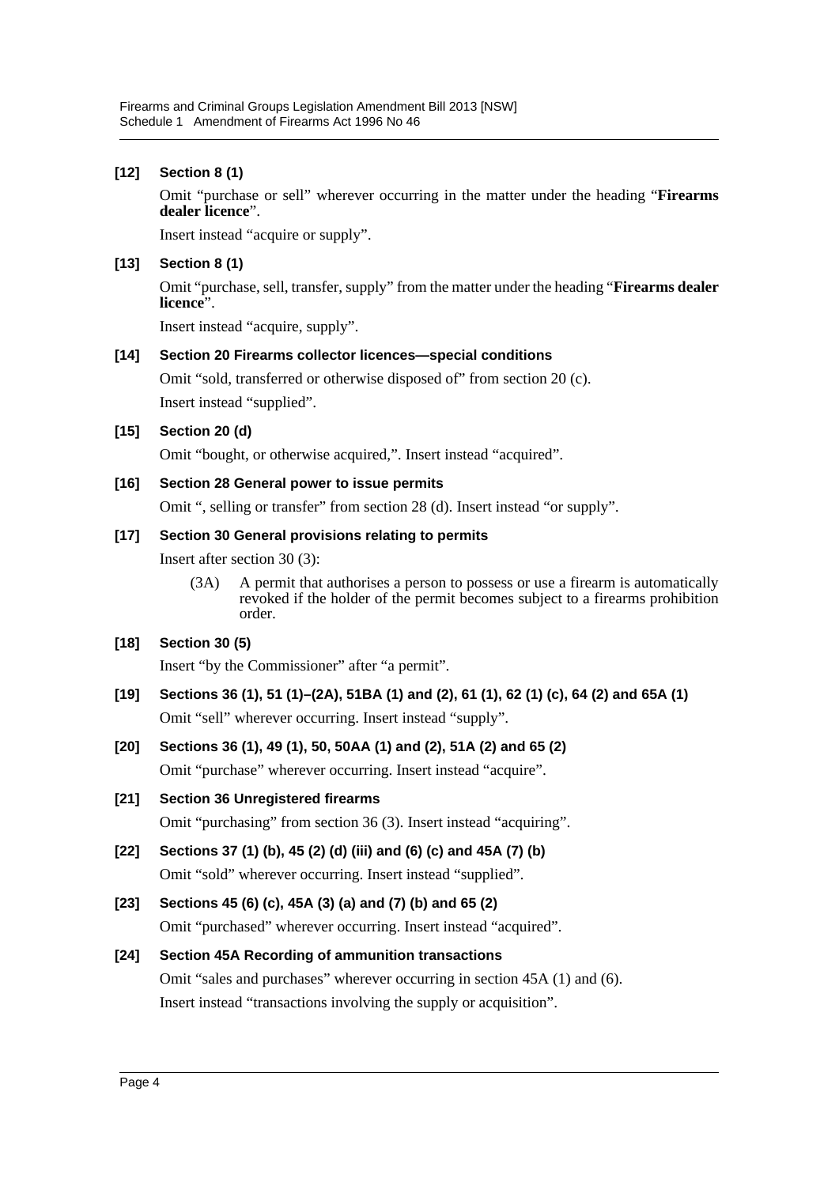**[12] Section 8 (1)**

Omit "purchase or sell" wherever occurring in the matter under the heading "**Firearms dealer licence**".

Insert instead "acquire or supply".

**[13] Section 8 (1)**

Omit "purchase, sell, transfer, supply" from the matter under the heading "**Firearms dealer licence**".

Insert instead "acquire, supply".

**[14] Section 20 Firearms collector licences—special conditions**

Omit "sold, transferred or otherwise disposed of" from section 20 (c).

Insert instead "supplied".

**[15] Section 20 (d)**

Omit "bought, or otherwise acquired,". Insert instead "acquired".

**[16] Section 28 General power to issue permits**

Omit ", selling or transfer" from section 28 (d). Insert instead "or supply".

**[17] Section 30 General provisions relating to permits**

Insert after section 30 (3):

(3A) A permit that authorises a person to possess or use a firearm is automatically revoked if the holder of the permit becomes subject to a firearms prohibition order.

**[18] Section 30 (5)**

Insert "by the Commissioner" after "a permit".

**[19] Sections 36 (1), 51 (1)–(2A), 51BA (1) and (2), 61 (1), 62 (1) (c), 64 (2) and 65A (1)**

Omit "sell" wherever occurring. Insert instead "supply".

**[20] Sections 36 (1), 49 (1), 50, 50AA (1) and (2), 51A (2) and 65 (2)**

Omit "purchase" wherever occurring. Insert instead "acquire".

**[21] Section 36 Unregistered firearms**

Omit "purchasing" from section 36 (3). Insert instead "acquiring".

**[22] Sections 37 (1) (b), 45 (2) (d) (iii) and (6) (c) and 45A (7) (b)**

Omit "sold" wherever occurring. Insert instead "supplied".

**[23] Sections 45 (6) (c), 45A (3) (a) and (7) (b) and 65 (2)**

Omit "purchased" wherever occurring. Insert instead "acquired".

**[24] Section 45A Recording of ammunition transactions**

Omit "sales and purchases" wherever occurring in section 45A (1) and (6).

Insert instead "transactions involving the supply or acquisition".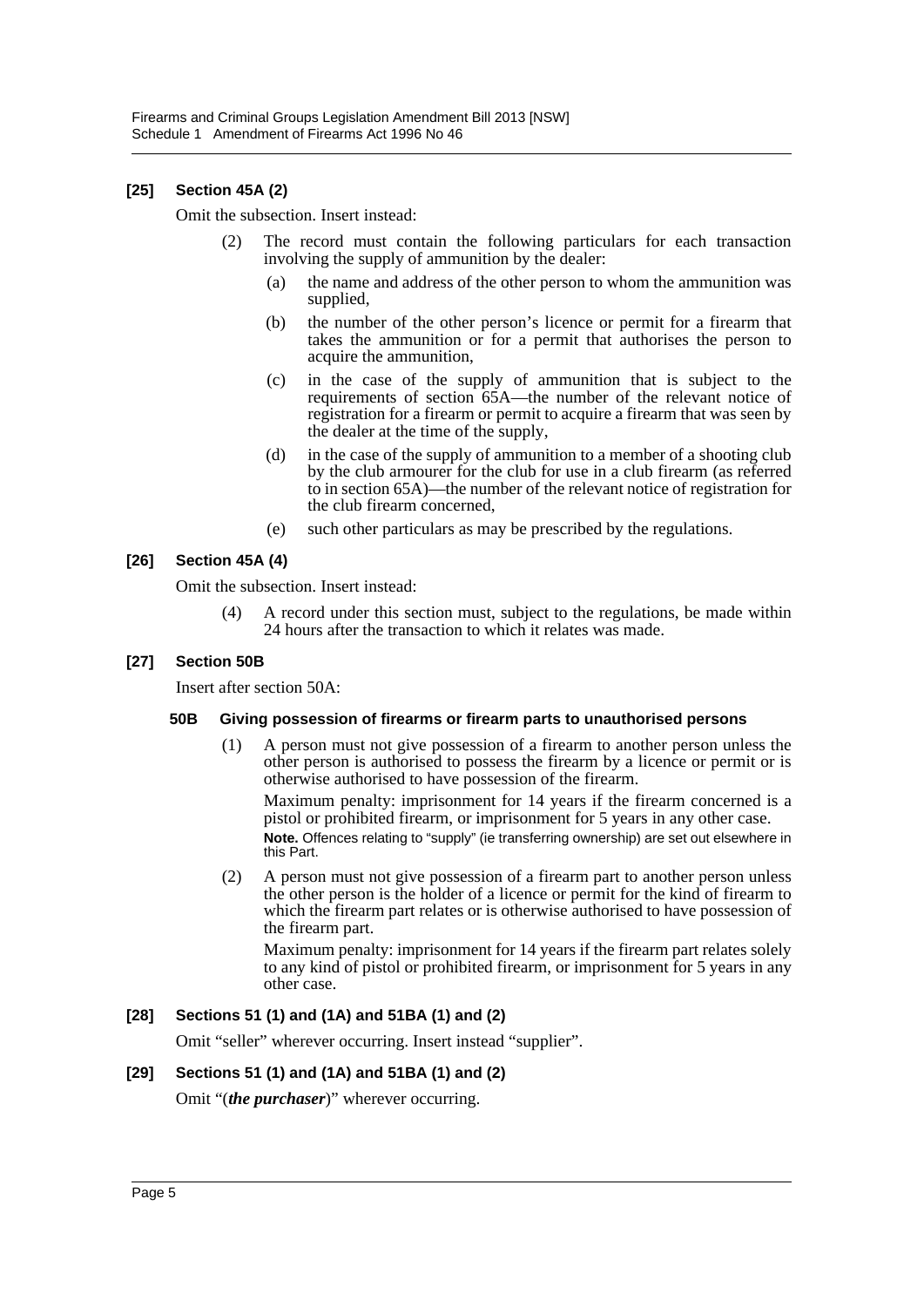### [25] Section 45A (2)

Omit the subsection. Insert instead:

> (2) The record must contain the following particulars for each transaction involving the supply of ammunition by the dealer:
>
> (a) the name and address of the other person to whom the ammunition was supplied,
>
> (b) the number of the other person's licence or permit for a firearm that takes the ammunition or for a permit that authorises the person to acquire the ammunition,
>
> (c) in the case of the supply of ammunition that is subject to the requirements of section 65A—the number of the relevant notice of registration for a firearm or permit to acquire a firearm that was seen by the dealer at the time of the supply,
>
> (d) in the case of the supply of ammunition to a member of a shooting club by the club armourer for the club for use in a club firearm (as referred to in section 65A)—the number of the relevant notice of registration for the club firearm concerned,
>
> (e) such other particulars as may be prescribed by the regulations.

### [26] Section 45A (4)

Omit the subsection. Insert instead:

> (4) A record under this section must, subject to the regulations, be made within 24 hours after the transaction to which it relates was made.

### [27] Section 50B

Insert after section 50A:

> **50B Giving possession of firearms or firearm parts to unauthorised persons**
>
> (1) A person must not give possession of a firearm to another person unless the other person is authorised to possess the firearm by a licence or permit or is otherwise authorised to have possession of the firearm.
>
> Maximum penalty: imprisonment for 14 years if the firearm concerned is a pistol or prohibited firearm, or imprisonment for 5 years in any other case.
>
> **Note.** Offences relating to "supply" (ie transferring ownership) are set out elsewhere in this Part.
>
> (2) A person must not give possession of a firearm part to another person unless the other person is the holder of a licence or permit for the kind of firearm to which the firearm part relates or is otherwise authorised to have possession of the firearm part.
>
> Maximum penalty: imprisonment for 14 years if the firearm part relates solely to any kind of pistol or prohibited firearm, or imprisonment for 5 years in any other case.

### [28] Sections 51 (1) and (1A) and 51BA (1) and (2)

Omit "seller" wherever occurring. Insert instead "supplier".

### [29] Sections 51 (1) and (1A) and 51BA (1) and (2)

Omit "(***the purchaser***)" wherever occurring.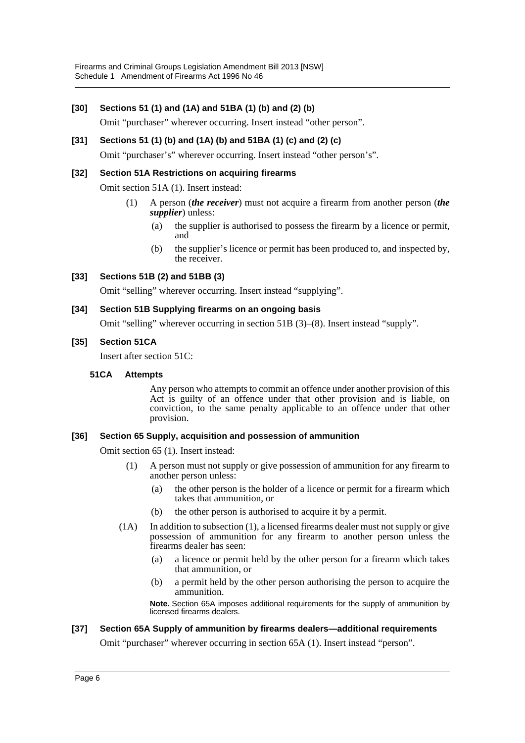### [30] Sections 51 (1) and (1A) and 51BA (1) (b) and (2) (b)

Omit "purchaser" wherever occurring. Insert instead "other person".

### [31] Sections 51 (1) (b) and (1A) (b) and 51BA (1) (c) and (2) (c)

Omit "purchaser's" wherever occurring. Insert instead "other person's".

### [32] Section 51A Restrictions on acquiring firearms

Omit section 51A (1). Insert instead:

> (1) A person (***the receiver***) must not acquire a firearm from another person (***the supplier***) unless:
>
> (a) the supplier is authorised to possess the firearm by a licence or permit, and
>
> (b) the supplier's licence or permit has been produced to, and inspected by, the receiver.

### [33] Sections 51B (2) and 51BB (3)

Omit "selling" wherever occurring. Insert instead "supplying".

### [34] Section 51B Supplying firearms on an ongoing basis

Omit "selling" wherever occurring in section 51B (3)–(8). Insert instead "supply".

### [35] Section 51CA

Insert after section 51C:

> **51CA Attempts**
>
> Any person who attempts to commit an offence under another provision of this Act is guilty of an offence under that other provision and is liable, on conviction, to the same penalty applicable to an offence under that other provision.

### [36] Section 65 Supply, acquisition and possession of ammunition

Omit section 65 (1). Insert instead:

> (1) A person must not supply or give possession of ammunition for any firearm to another person unless:
>
> (a) the other person is the holder of a licence or permit for a firearm which takes that ammunition, or
>
> (b) the other person is authorised to acquire it by a permit.
>
> (1A) In addition to subsection (1), a licensed firearms dealer must not supply or give possession of ammunition for any firearm to another person unless the firearms dealer has seen:
>
> (a) a licence or permit held by the other person for a firearm which takes that ammunition, or
>
> (b) a permit held by the other person authorising the person to acquire the ammunition.
>
> **Note.** Section 65A imposes additional requirements for the supply of ammunition by licensed firearms dealers.

### [37] Section 65A Supply of ammunition by firearms dealers—additional requirements

Omit "purchaser" wherever occurring in section 65A (1). Insert instead "person".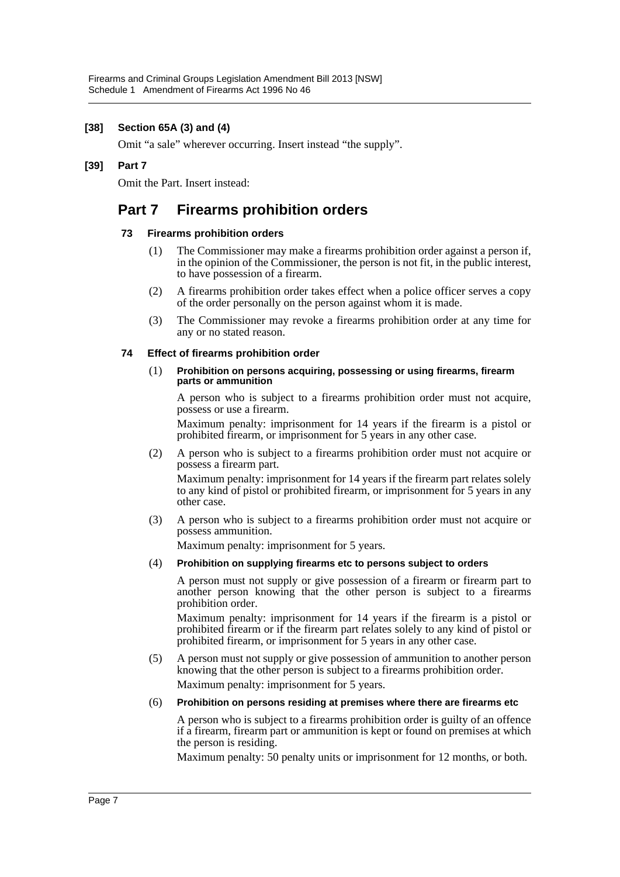**[38] Section 65A (3) and (4)**

Omit "a sale" wherever occurring. Insert instead "the supply".

**[39] Part 7**

Omit the Part. Insert instead:

## Part 7 Firearms prohibition orders

#### 73 Firearms prohibition orders

(1) The Commissioner may make a firearms prohibition order against a person if, in the opinion of the Commissioner, the person is not fit, in the public interest, to have possession of a firearm.

(2) A firearms prohibition order takes effect when a police officer serves a copy of the order personally on the person against whom it is made.

(3) The Commissioner may revoke a firearms prohibition order at any time for any or no stated reason.

#### 74 Effect of firearms prohibition order

(1) **Prohibition on persons acquiring, possessing or using firearms, firearm parts or ammunition**

A person who is subject to a firearms prohibition order must not acquire, possess or use a firearm.

Maximum penalty: imprisonment for 14 years if the firearm is a pistol or prohibited firearm, or imprisonment for 5 years in any other case.

(2) A person who is subject to a firearms prohibition order must not acquire or possess a firearm part.

Maximum penalty: imprisonment for 14 years if the firearm part relates solely to any kind of pistol or prohibited firearm, or imprisonment for 5 years in any other case.

(3) A person who is subject to a firearms prohibition order must not acquire or possess ammunition.

Maximum penalty: imprisonment for 5 years.

(4) **Prohibition on supplying firearms etc to persons subject to orders**

A person must not supply or give possession of a firearm or firearm part to another person knowing that the other person is subject to a firearms prohibition order.

Maximum penalty: imprisonment for 14 years if the firearm is a pistol or prohibited firearm or if the firearm part relates solely to any kind of pistol or prohibited firearm, or imprisonment for 5 years in any other case.

(5) A person must not supply or give possession of ammunition to another person knowing that the other person is subject to a firearms prohibition order.

Maximum penalty: imprisonment for 5 years.

(6) **Prohibition on persons residing at premises where there are firearms etc**

A person who is subject to a firearms prohibition order is guilty of an offence if a firearm, firearm part or ammunition is kept or found on premises at which the person is residing.

Maximum penalty: 50 penalty units or imprisonment for 12 months, or both.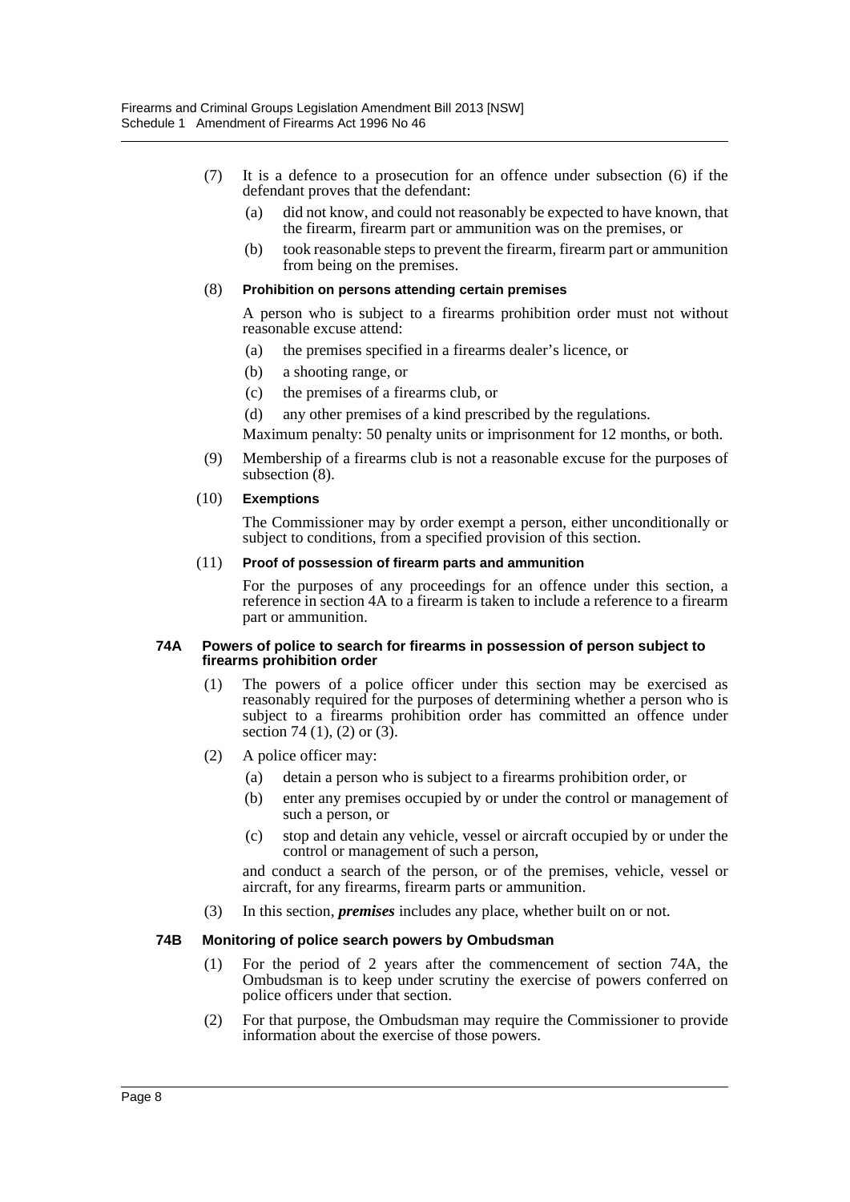(7) It is a defence to a prosecution for an offence under subsection (6) if the defendant proves that the defendant:

(a) did not know, and could not reasonably be expected to have known, that the firearm, firearm part or ammunition was on the premises, or

(b) took reasonable steps to prevent the firearm, firearm part or ammunition from being on the premises.

(8) **Prohibition on persons attending certain premises**

A person who is subject to a firearms prohibition order must not without reasonable excuse attend:

(a) the premises specified in a firearms dealer's licence, or

(b) a shooting range, or

(c) the premises of a firearms club, or

(d) any other premises of a kind prescribed by the regulations.

Maximum penalty: 50 penalty units or imprisonment for 12 months, or both.

(9) Membership of a firearms club is not a reasonable excuse for the purposes of subsection (8).

(10) **Exemptions**

The Commissioner may by order exempt a person, either unconditionally or subject to conditions, from a specified provision of this section.

(11) **Proof of possession of firearm parts and ammunition**

For the purposes of any proceedings for an offence under this section, a reference in section 4A to a firearm is taken to include a reference to a firearm part or ammunition.

#### 74A Powers of police to search for firearms in possession of person subject to firearms prohibition order

(1) The powers of a police officer under this section may be exercised as reasonably required for the purposes of determining whether a person who is subject to a firearms prohibition order has committed an offence under section 74 (1), (2) or (3).

(2) A police officer may:

(a) detain a person who is subject to a firearms prohibition order, or

(b) enter any premises occupied by or under the control or management of such a person, or

(c) stop and detain any vehicle, vessel or aircraft occupied by or under the control or management of such a person,

and conduct a search of the person, or of the premises, vehicle, vessel or aircraft, for any firearms, firearm parts or ammunition.

(3) In this section, ***premises*** includes any place, whether built on or not.

#### 74B Monitoring of police search powers by Ombudsman

(1) For the period of 2 years after the commencement of section 74A, the Ombudsman is to keep under scrutiny the exercise of powers conferred on police officers under that section.

(2) For that purpose, the Ombudsman may require the Commissioner to provide information about the exercise of those powers.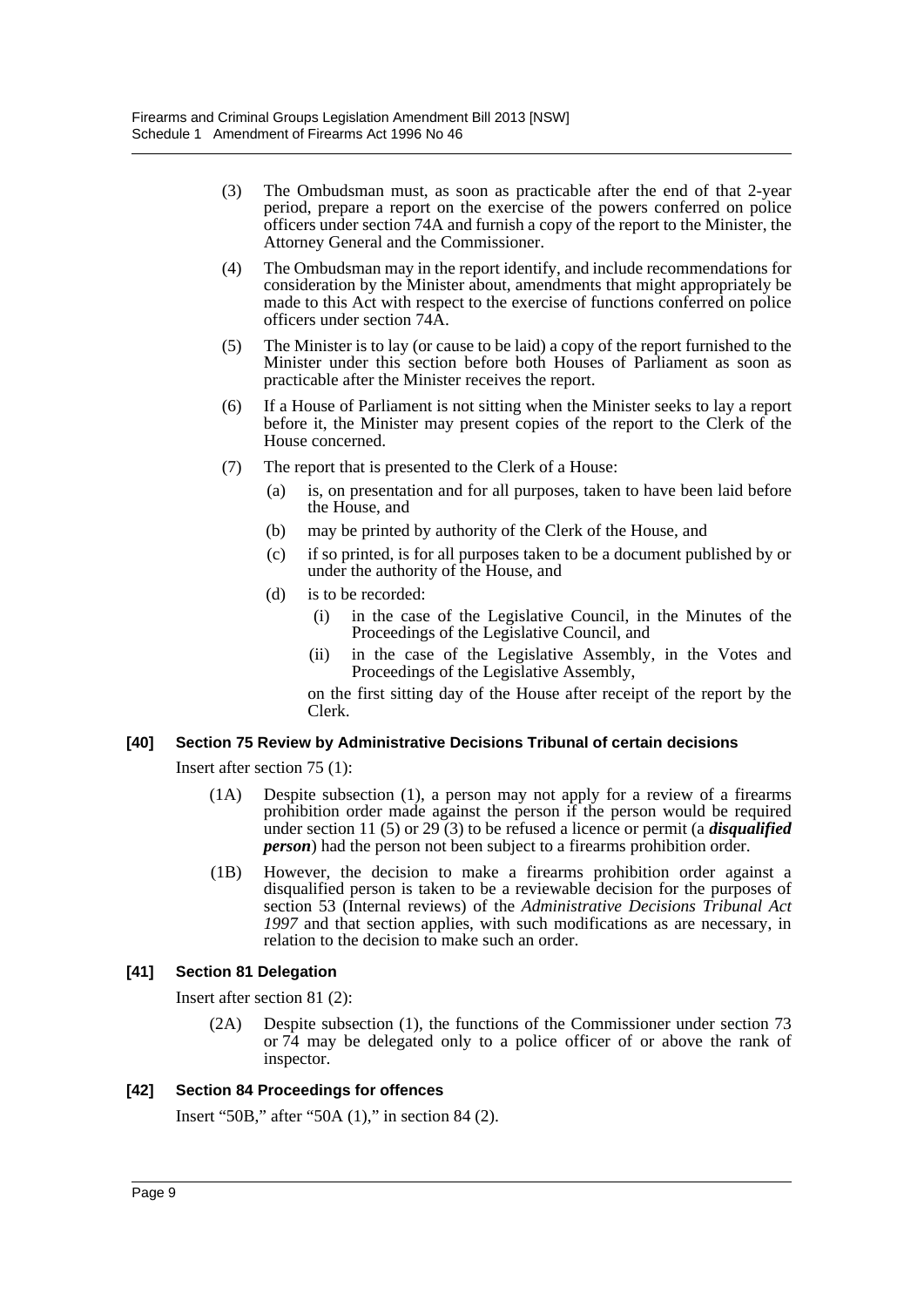(3) The Ombudsman must, as soon as practicable after the end of that 2-year period, prepare a report on the exercise of the powers conferred on police officers under section 74A and furnish a copy of the report to the Minister, the Attorney General and the Commissioner.

(4) The Ombudsman may in the report identify, and include recommendations for consideration by the Minister about, amendments that might appropriately be made to this Act with respect to the exercise of functions conferred on police officers under section 74A.

(5) The Minister is to lay (or cause to be laid) a copy of the report furnished to the Minister under this section before both Houses of Parliament as soon as practicable after the Minister receives the report.

(6) If a House of Parliament is not sitting when the Minister seeks to lay a report before it, the Minister may present copies of the report to the Clerk of the House concerned.

(7) The report that is presented to the Clerk of a House:

(a) is, on presentation and for all purposes, taken to have been laid before the House, and

(b) may be printed by authority of the Clerk of the House, and

(c) if so printed, is for all purposes taken to be a document published by or under the authority of the House, and

(d) is to be recorded:

(i) in the case of the Legislative Council, in the Minutes of the Proceedings of the Legislative Council, and

(ii) in the case of the Legislative Assembly, in the Votes and Proceedings of the Legislative Assembly,

on the first sitting day of the House after receipt of the report by the Clerk.

### [40] Section 75 Review by Administrative Decisions Tribunal of certain decisions

Insert after section 75 (1):

(1A) Despite subsection (1), a person may not apply for a review of a firearms prohibition order made against the person if the person would be required under section 11 (5) or 29 (3) to be refused a licence or permit (a ***disqualified person***) had the person not been subject to a firearms prohibition order.

(1B) However, the decision to make a firearms prohibition order against a disqualified person is taken to be a reviewable decision for the purposes of section 53 (Internal reviews) of the *Administrative Decisions Tribunal Act 1997* and that section applies, with such modifications as are necessary, in relation to the decision to make such an order.

### [41] Section 81 Delegation

Insert after section 81 (2):

(2A) Despite subsection (1), the functions of the Commissioner under section 73 or 74 may be delegated only to a police officer of or above the rank of inspector.

### [42] Section 84 Proceedings for offences

Insert "50B," after "50A (1)," in section 84 (2).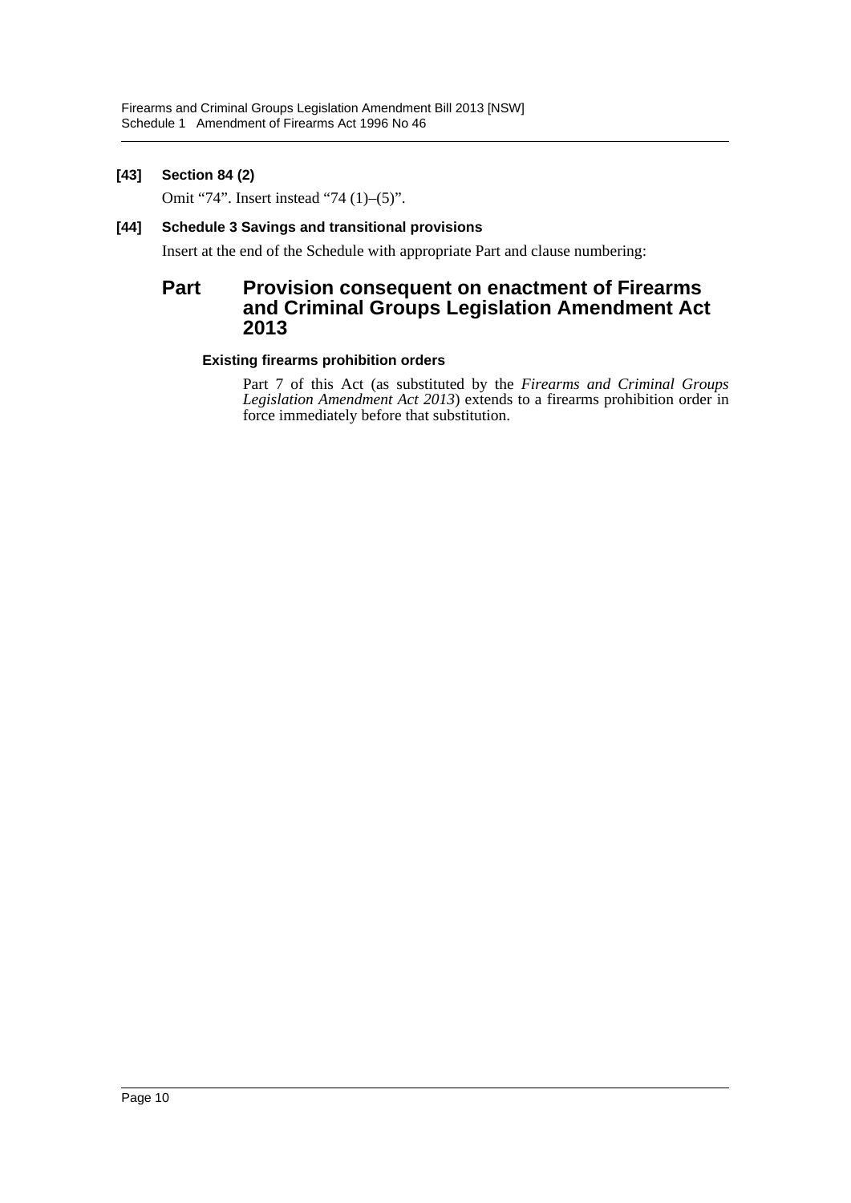**[43] Section 84 (2)**

Omit “74”. Insert instead “74 (1)–(5)”.

**[44] Schedule 3 Savings and transitional provisions**

Insert at the end of the Schedule with appropriate Part and clause numbering:

## Part Provision consequent on enactment of Firearms and Criminal Groups Legislation Amendment Act 2013

### Existing firearms prohibition orders

Part 7 of this Act (as substituted by the *Firearms and Criminal Groups Legislation Amendment Act 2013*) extends to a firearms prohibition order in force immediately before that substitution.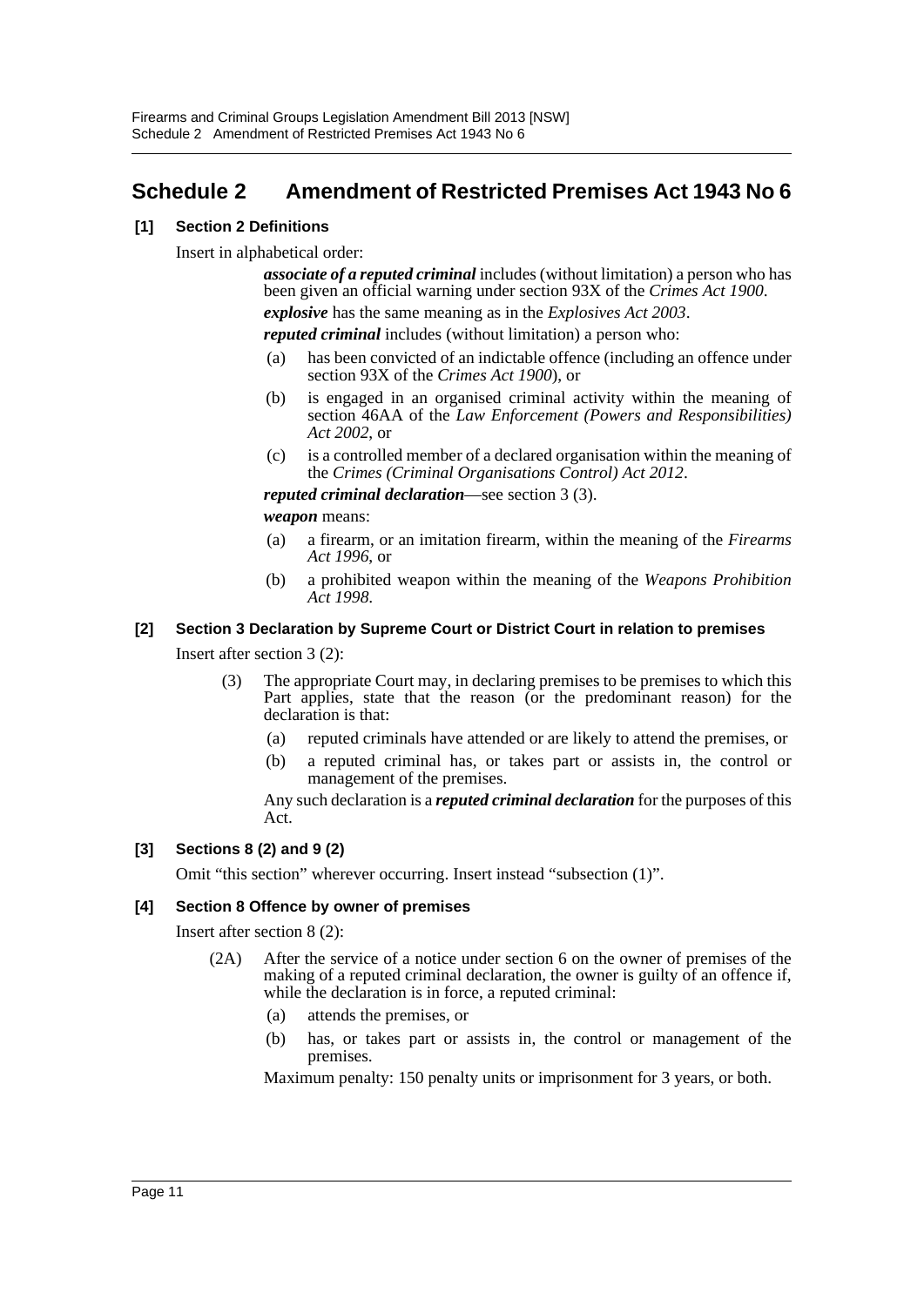## Schedule 2 Amendment of Restricted Premises Act 1943 No 6

### [1] Section 2 Definitions

Insert in alphabetical order:

> ***associate of a reputed criminal*** includes (without limitation) a person who has been given an official warning under section 93X of the *Crimes Act 1900*.
>
> ***explosive*** has the same meaning as in the *Explosives Act 2003*.
>
> ***reputed criminal*** includes (without limitation) a person who:
>
> (a) has been convicted of an indictable offence (including an offence under section 93X of the *Crimes Act 1900*), or
>
> (b) is engaged in an organised criminal activity within the meaning of section 46AA of the *Law Enforcement (Powers and Responsibilities) Act 2002*, or
>
> (c) is a controlled member of a declared organisation within the meaning of the *Crimes (Criminal Organisations Control) Act 2012*.
>
> ***reputed criminal declaration***—see section 3 (3).
>
> ***weapon*** means:
>
> (a) a firearm, or an imitation firearm, within the meaning of the *Firearms Act 1996*, or
>
> (b) a prohibited weapon within the meaning of the *Weapons Prohibition Act 1998*.

### [2] Section 3 Declaration by Supreme Court or District Court in relation to premises

Insert after section 3 (2):

> (3) The appropriate Court may, in declaring premises to be premises to which this Part applies, state that the reason (or the predominant reason) for the declaration is that:
>
> (a) reputed criminals have attended or are likely to attend the premises, or
>
> (b) a reputed criminal has, or takes part or assists in, the control or management of the premises.
>
> Any such declaration is a ***reputed criminal declaration*** for the purposes of this Act.

### [3] Sections 8 (2) and 9 (2)

Omit "this section" wherever occurring. Insert instead "subsection (1)".

### [4] Section 8 Offence by owner of premises

Insert after section 8 (2):

> (2A) After the service of a notice under section 6 on the owner of premises of the making of a reputed criminal declaration, the owner is guilty of an offence if, while the declaration is in force, a reputed criminal:
>
> (a) attends the premises, or
>
> (b) has, or takes part or assists in, the control or management of the premises.
>
> Maximum penalty: 150 penalty units or imprisonment for 3 years, or both.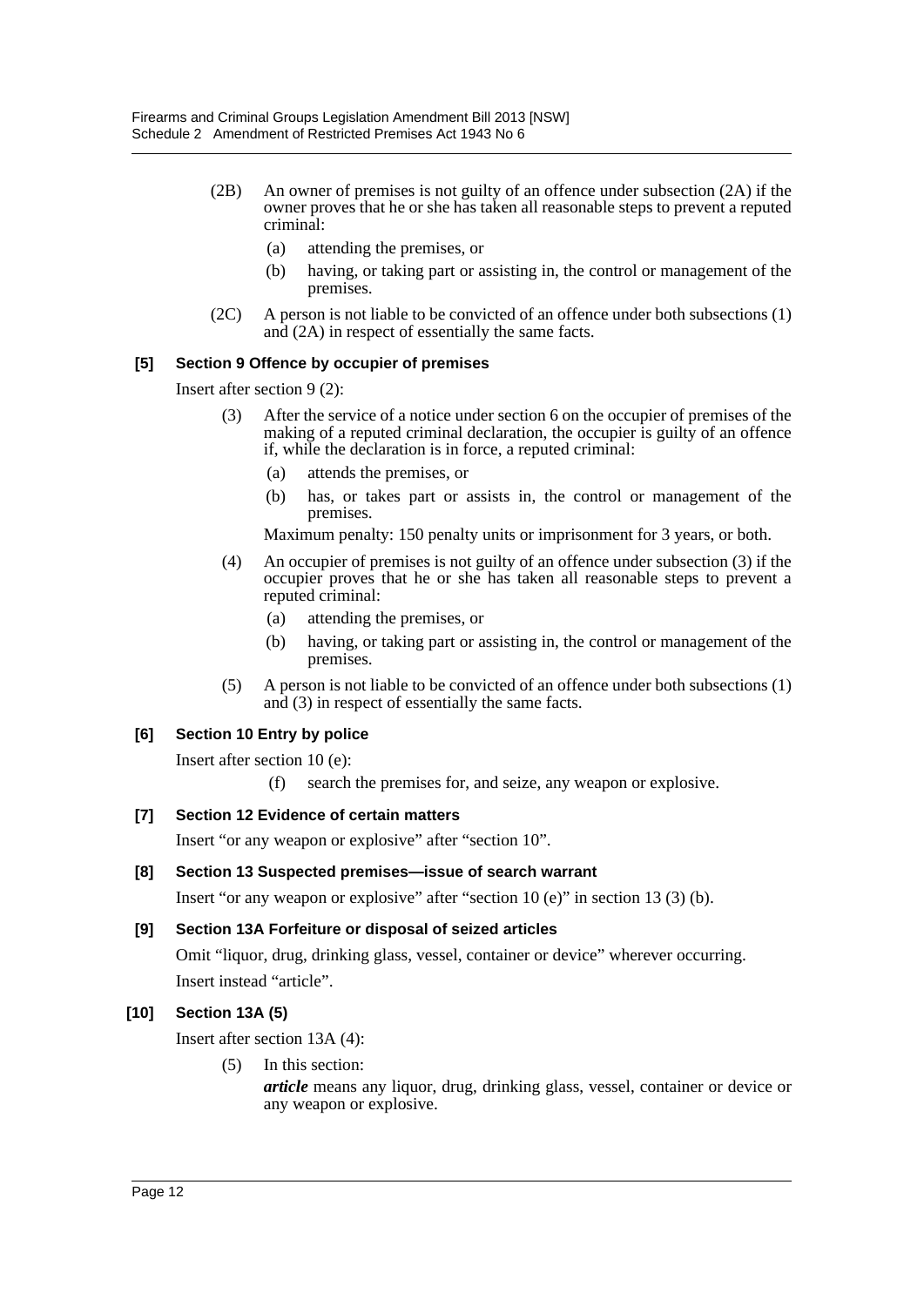(2B) An owner of premises is not guilty of an offence under subsection (2A) if the owner proves that he or she has taken all reasonable steps to prevent a reputed criminal:

(a) attending the premises, or

(b) having, or taking part or assisting in, the control or management of the premises.

(2C) A person is not liable to be convicted of an offence under both subsections (1) and (2A) in respect of essentially the same facts.

**[5] Section 9 Offence by occupier of premises**

Insert after section 9 (2):

(3) After the service of a notice under section 6 on the occupier of premises of the making of a reputed criminal declaration, the occupier is guilty of an offence if, while the declaration is in force, a reputed criminal:

(a) attends the premises, or

(b) has, or takes part or assists in, the control or management of the premises.

Maximum penalty: 150 penalty units or imprisonment for 3 years, or both.

(4) An occupier of premises is not guilty of an offence under subsection (3) if the occupier proves that he or she has taken all reasonable steps to prevent a reputed criminal:

(a) attending the premises, or

(b) having, or taking part or assisting in, the control or management of the premises.

(5) A person is not liable to be convicted of an offence under both subsections (1) and (3) in respect of essentially the same facts.

**[6] Section 10 Entry by police**

Insert after section 10 (e):

(f) search the premises for, and seize, any weapon or explosive.

**[7] Section 12 Evidence of certain matters**

Insert "or any weapon or explosive" after "section 10".

**[8] Section 13 Suspected premises—issue of search warrant**

Insert "or any weapon or explosive" after "section 10 (e)" in section 13 (3) (b).

**[9] Section 13A Forfeiture or disposal of seized articles**

Omit "liquor, drug, drinking glass, vessel, container or device" wherever occurring.

Insert instead "article".

**[10] Section 13A (5)**

Insert after section 13A (4):

(5) In this section:

***article*** means any liquor, drug, drinking glass, vessel, container or device or any weapon or explosive.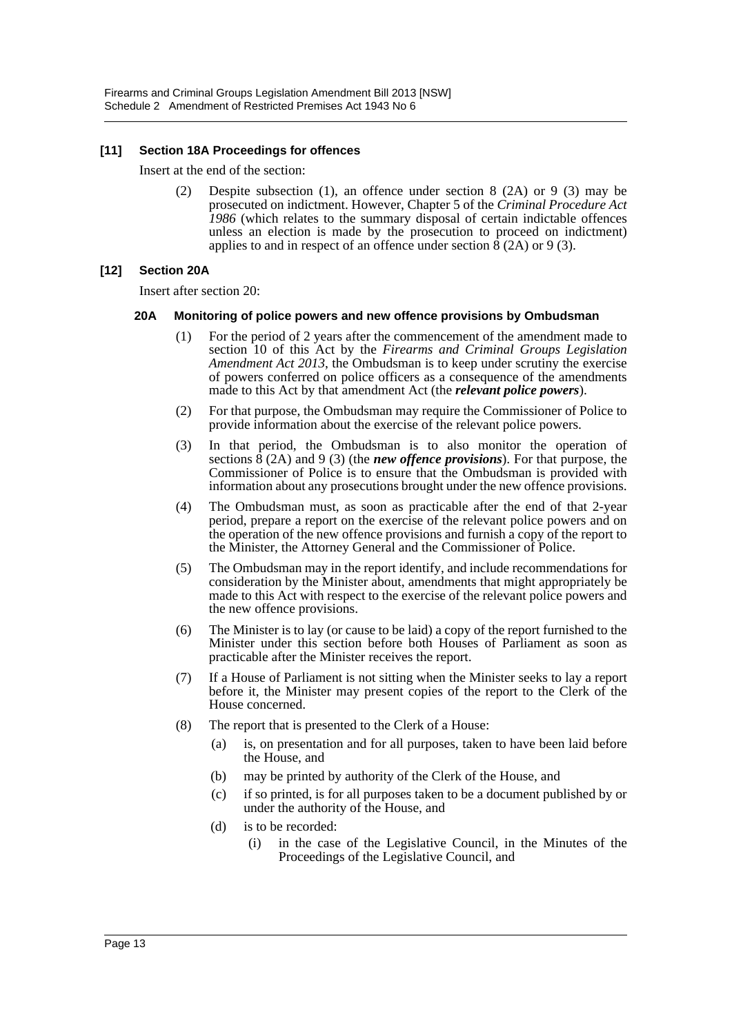### [11] Section 18A Proceedings for offences

Insert at the end of the section:

(2) Despite subsection (1), an offence under section 8 (2A) or 9 (3) may be prosecuted on indictment. However, Chapter 5 of the *Criminal Procedure Act 1986* (which relates to the summary disposal of certain indictable offences unless an election is made by the prosecution to proceed on indictment) applies to and in respect of an offence under section 8 (2A) or 9 (3).

### [12] Section 20A

Insert after section 20:

#### 20A Monitoring of police powers and new offence provisions by Ombudsman

(1) For the period of 2 years after the commencement of the amendment made to section 10 of this Act by the *Firearms and Criminal Groups Legislation Amendment Act 2013*, the Ombudsman is to keep under scrutiny the exercise of powers conferred on police officers as a consequence of the amendments made to this Act by that amendment Act (the ***relevant police powers***).

(2) For that purpose, the Ombudsman may require the Commissioner of Police to provide information about the exercise of the relevant police powers.

(3) In that period, the Ombudsman is to also monitor the operation of sections 8 (2A) and 9 (3) (the ***new offence provisions***). For that purpose, the Commissioner of Police is to ensure that the Ombudsman is provided with information about any prosecutions brought under the new offence provisions.

(4) The Ombudsman must, as soon as practicable after the end of that 2-year period, prepare a report on the exercise of the relevant police powers and on the operation of the new offence provisions and furnish a copy of the report to the Minister, the Attorney General and the Commissioner of Police.

(5) The Ombudsman may in the report identify, and include recommendations for consideration by the Minister about, amendments that might appropriately be made to this Act with respect to the exercise of the relevant police powers and the new offence provisions.

(6) The Minister is to lay (or cause to be laid) a copy of the report furnished to the Minister under this section before both Houses of Parliament as soon as practicable after the Minister receives the report.

(7) If a House of Parliament is not sitting when the Minister seeks to lay a report before it, the Minister may present copies of the report to the Clerk of the House concerned.

(8) The report that is presented to the Clerk of a House:

(a) is, on presentation and for all purposes, taken to have been laid before the House, and

(b) may be printed by authority of the Clerk of the House, and

(c) if so printed, is for all purposes taken to be a document published by or under the authority of the House, and

(d) is to be recorded:

(i) in the case of the Legislative Council, in the Minutes of the Proceedings of the Legislative Council, and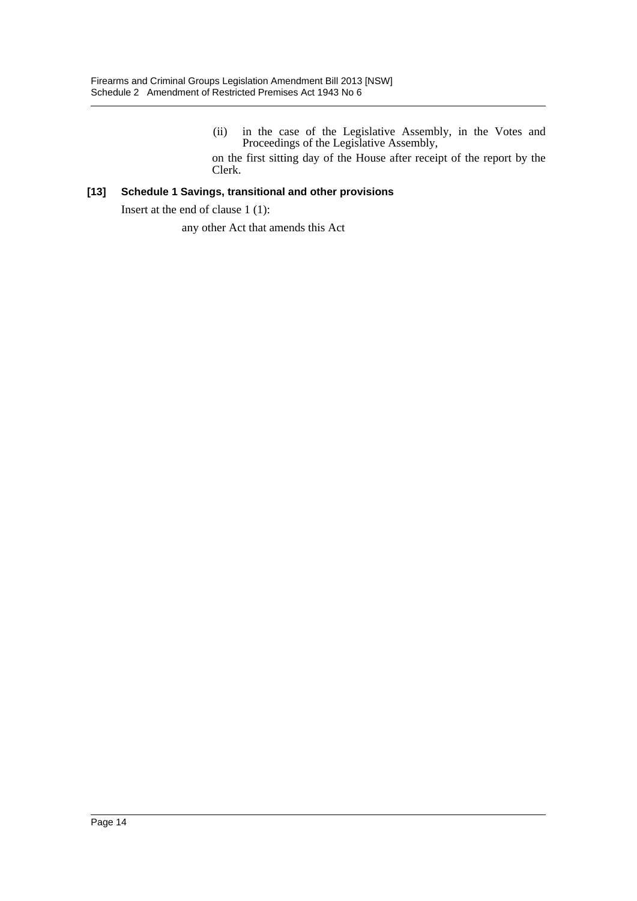(ii) in the case of the Legislative Assembly, in the Votes and Proceedings of the Legislative Assembly,

on the first sitting day of the House after receipt of the report by the Clerk.

**[13] Schedule 1 Savings, transitional and other provisions**

Insert at the end of clause 1 (1):

any other Act that amends this Act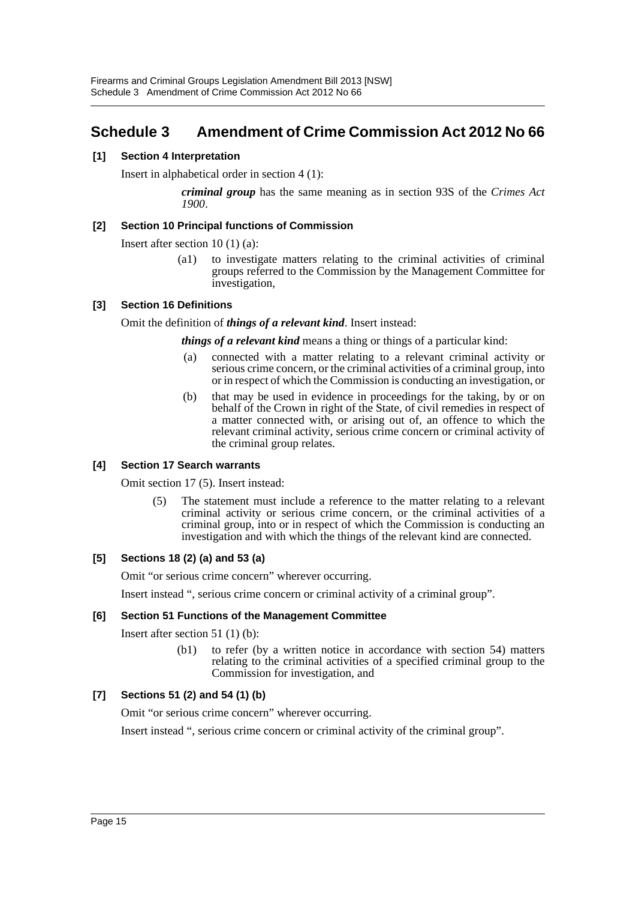# Schedule 3 Amendment of Crime Commission Act 2012 No 66

**[1] Section 4 Interpretation**

Insert in alphabetical order in section 4 (1):

> ***criminal group*** has the same meaning as in section 93S of the *Crimes Act 1900*.

**[2] Section 10 Principal functions of Commission**

Insert after section 10 (1) (a):

> (a1) to investigate matters relating to the criminal activities of criminal groups referred to the Commission by the Management Committee for investigation,

**[3] Section 16 Definitions**

Omit the definition of ***things of a relevant kind***. Insert instead:

> ***things of a relevant kind*** means a thing or things of a particular kind:
>
> (a) connected with a matter relating to a relevant criminal activity or serious crime concern, or the criminal activities of a criminal group, into or in respect of which the Commission is conducting an investigation, or
>
> (b) that may be used in evidence in proceedings for the taking, by or on behalf of the Crown in right of the State, of civil remedies in respect of a matter connected with, or arising out of, an offence to which the relevant criminal activity, serious crime concern or criminal activity of the criminal group relates.

**[4] Section 17 Search warrants**

Omit section 17 (5). Insert instead:

> (5) The statement must include a reference to the matter relating to a relevant criminal activity or serious crime concern, or the criminal activities of a criminal group, into or in respect of which the Commission is conducting an investigation and with which the things of the relevant kind are connected.

**[5] Sections 18 (2) (a) and 53 (a)**

Omit "or serious crime concern" wherever occurring.

Insert instead ", serious crime concern or criminal activity of a criminal group".

**[6] Section 51 Functions of the Management Committee**

Insert after section 51 (1) (b):

> (b1) to refer (by a written notice in accordance with section 54) matters relating to the criminal activities of a specified criminal group to the Commission for investigation, and

**[7] Sections 51 (2) and 54 (1) (b)**

Omit "or serious crime concern" wherever occurring.

Insert instead ", serious crime concern or criminal activity of the criminal group".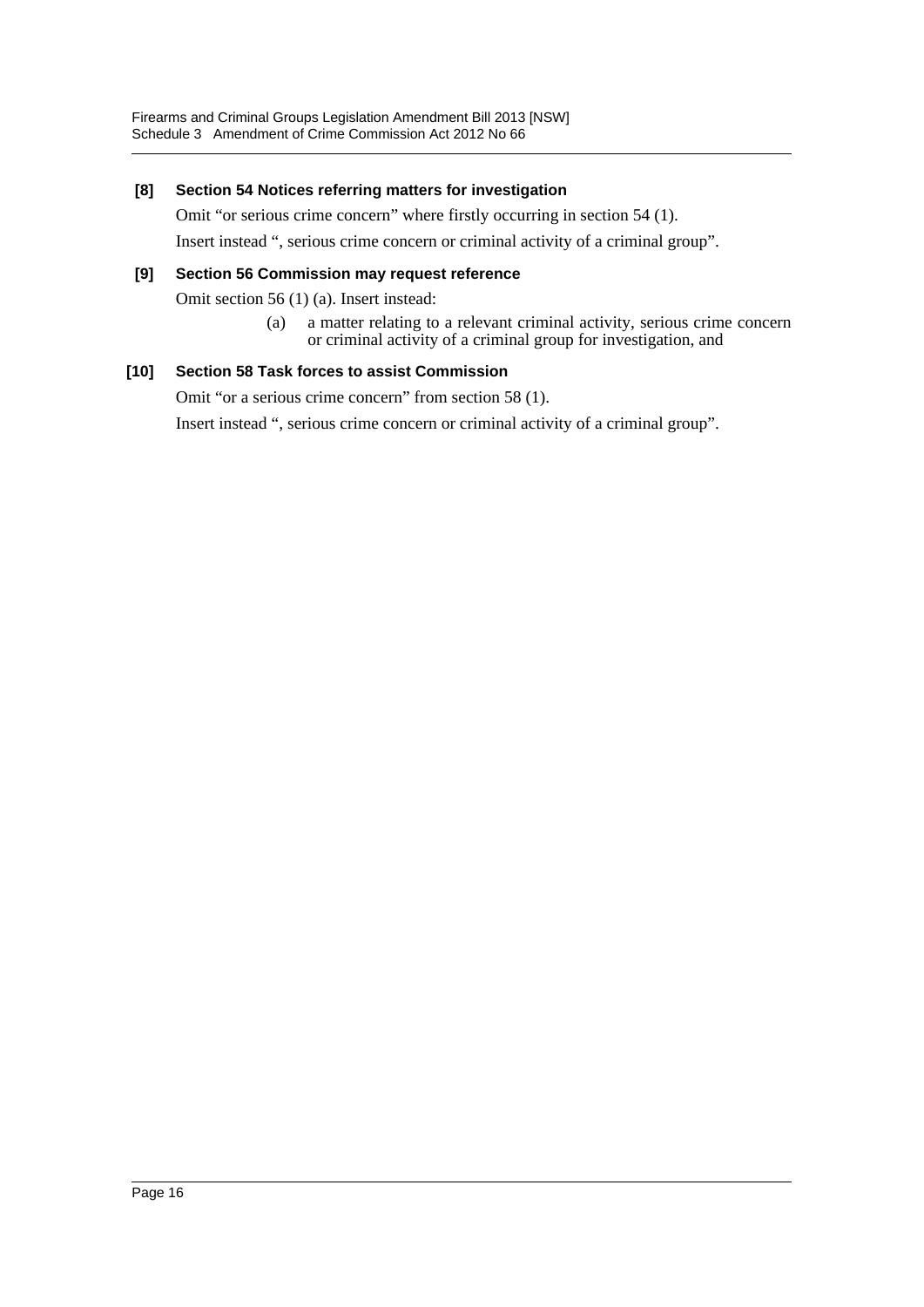**[8] Section 54 Notices referring matters for investigation**

Omit "or serious crime concern" where firstly occurring in section 54 (1).

Insert instead ", serious crime concern or criminal activity of a criminal group".

**[9] Section 56 Commission may request reference**

Omit section 56 (1) (a). Insert instead:

> (a) a matter relating to a relevant criminal activity, serious crime concern or criminal activity of a criminal group for investigation, and

**[10] Section 58 Task forces to assist Commission**

Omit "or a serious crime concern" from section 58 (1).

Insert instead ", serious crime concern or criminal activity of a criminal group".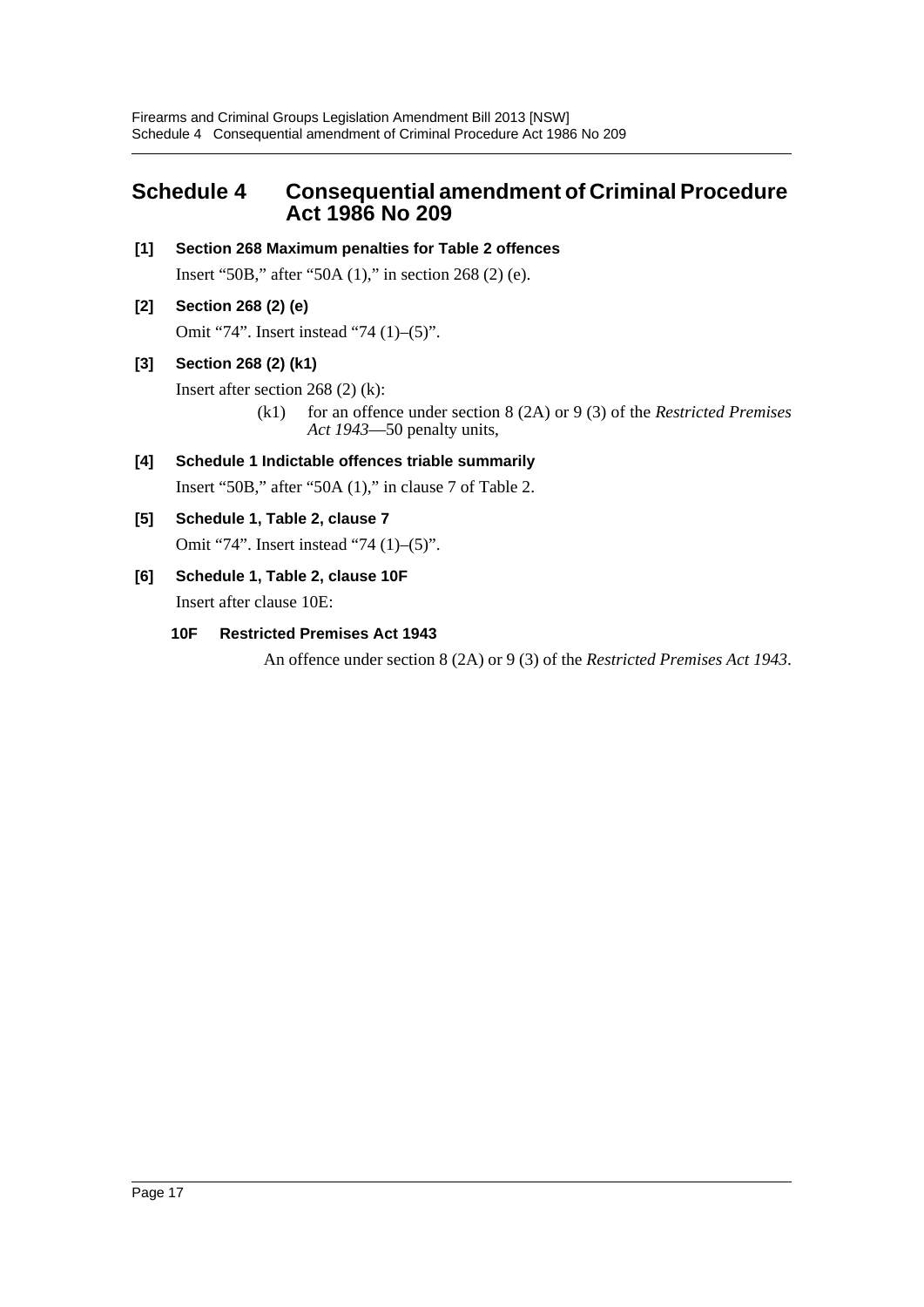# Schedule 4 Consequential amendment of Criminal Procedure Act 1986 No 209

**[1] Section 268 Maximum penalties for Table 2 offences**

Insert "50B," after "50A (1)," in section 268 (2) (e).

**[2] Section 268 (2) (e)**

Omit "74". Insert instead "74 (1)–(5)".

**[3] Section 268 (2) (k1)**

Insert after section 268 (2) (k):

> (k1) for an offence under section 8 (2A) or 9 (3) of the *Restricted Premises Act 1943*—50 penalty units,

**[4] Schedule 1 Indictable offences triable summarily**

Insert "50B," after "50A (1)," in clause 7 of Table 2.

**[5] Schedule 1, Table 2, clause 7**

Omit "74". Insert instead "74 (1)–(5)".

**[6] Schedule 1, Table 2, clause 10F**

Insert after clause 10E:

> **10F Restricted Premises Act 1943**
>
> An offence under section 8 (2A) or 9 (3) of the *Restricted Premises Act 1943*.